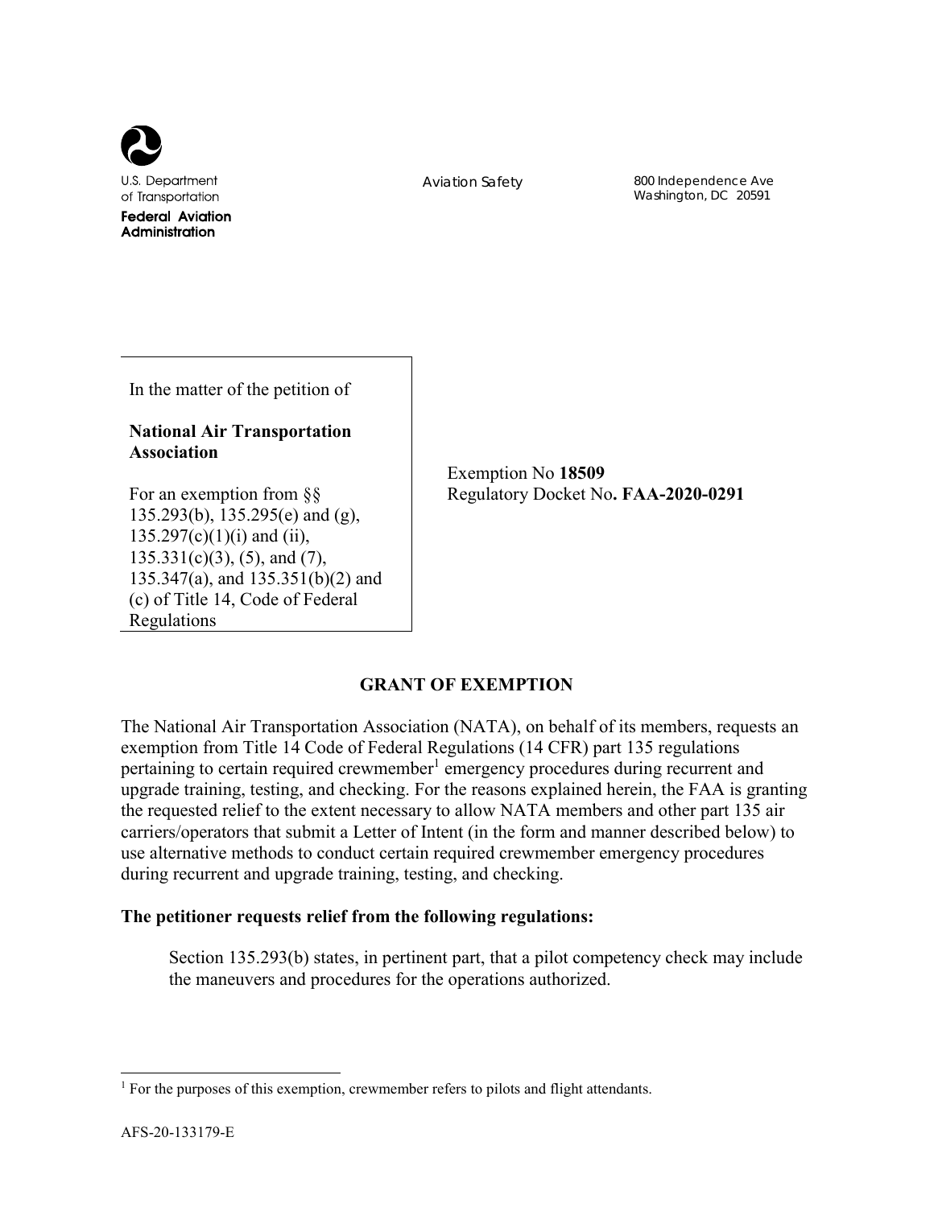U.S. Department of Transportation

**Federal Aviation Administration**

Aviation Safety

800 Independence Ave
Washington, DC 20591

In the matter of the petition of

**National Air Transportation Association**

For an exemption from §§ 135.293(b), 135.295(e) and (g), 135.297(c)(1)(i) and (ii), 135.331(c)(3), (5), and (7), 135.347(a), and 135.351(b)(2) and (c) of Title 14, Code of Federal Regulations

Exemption No **18509**
Regulatory Docket No**. FAA-2020-0291**

## GRANT OF EXEMPTION

The National Air Transportation Association (NATA), on behalf of its members, requests an exemption from Title 14 Code of Federal Regulations (14 CFR) part 135 regulations pertaining to certain required crewmember[1] emergency procedures during recurrent and upgrade training, testing, and checking. For the reasons explained herein, the FAA is granting the requested relief to the extent necessary to allow NATA members and other part 135 air carriers/operators that submit a Letter of Intent (in the form and manner described below) to use alternative methods to conduct certain required crewmember emergency procedures during recurrent and upgrade training, testing, and checking.

**The petitioner requests relief from the following regulations:**

Section 135.293(b) states, in pertinent part, that a pilot competency check may include the maneuvers and procedures for the operations authorized.

[1] For the purposes of this exemption, crewmember refers to pilots and flight attendants.

AFS-20-133179-E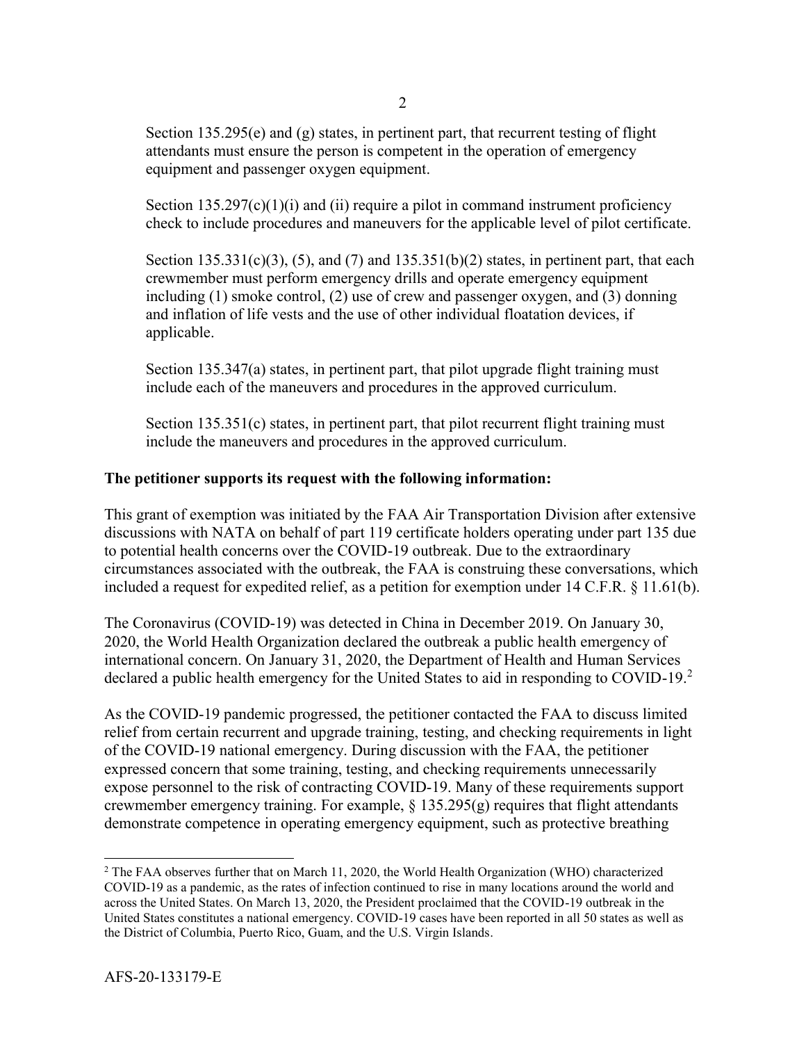Section 135.295(e) and (g) states, in pertinent part, that recurrent testing of flight attendants must ensure the person is competent in the operation of emergency equipment and passenger oxygen equipment.

Section 135.297(c)(1)(i) and (ii) require a pilot in command instrument proficiency check to include procedures and maneuvers for the applicable level of pilot certificate.

Section 135.331(c)(3), (5), and (7) and 135.351(b)(2) states, in pertinent part, that each crewmember must perform emergency drills and operate emergency equipment including (1) smoke control, (2) use of crew and passenger oxygen, and (3) donning and inflation of life vests and the use of other individual floatation devices, if applicable.

Section 135.347(a) states, in pertinent part, that pilot upgrade flight training must include each of the maneuvers and procedures in the approved curriculum.

Section 135.351(c) states, in pertinent part, that pilot recurrent flight training must include the maneuvers and procedures in the approved curriculum.

**The petitioner supports its request with the following information:**

This grant of exemption was initiated by the FAA Air Transportation Division after extensive discussions with NATA on behalf of part 119 certificate holders operating under part 135 due to potential health concerns over the COVID-19 outbreak. Due to the extraordinary circumstances associated with the outbreak, the FAA is construing these conversations, which included a request for expedited relief, as a petition for exemption under 14 C.F.R. § 11.61(b).

The Coronavirus (COVID-19) was detected in China in December 2019. On January 30, 2020, the World Health Organization declared the outbreak a public health emergency of international concern. On January 31, 2020, the Department of Health and Human Services declared a public health emergency for the United States to aid in responding to COVID-19.[2]

As the COVID-19 pandemic progressed, the petitioner contacted the FAA to discuss limited relief from certain recurrent and upgrade training, testing, and checking requirements in light of the COVID-19 national emergency. During discussion with the FAA, the petitioner expressed concern that some training, testing, and checking requirements unnecessarily expose personnel to the risk of contracting COVID-19. Many of these requirements support crewmember emergency training. For example, § 135.295(g) requires that flight attendants demonstrate competence in operating emergency equipment, such as protective breathing

[2] The FAA observes further that on March 11, 2020, the World Health Organization (WHO) characterized COVID-19 as a pandemic, as the rates of infection continued to rise in many locations around the world and across the United States. On March 13, 2020, the President proclaimed that the COVID-19 outbreak in the United States constitutes a national emergency. COVID-19 cases have been reported in all 50 states as well as the District of Columbia, Puerto Rico, Guam, and the U.S. Virgin Islands.

AFS-20-133179-E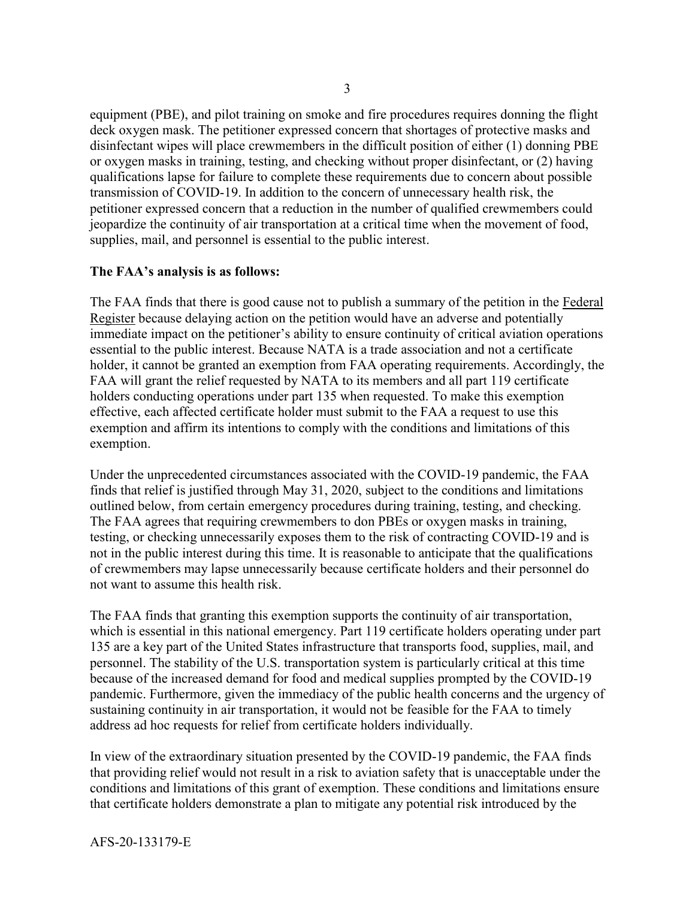equipment (PBE), and pilot training on smoke and fire procedures requires donning the flight deck oxygen mask. The petitioner expressed concern that shortages of protective masks and disinfectant wipes will place crewmembers in the difficult position of either (1) donning PBE or oxygen masks in training, testing, and checking without proper disinfectant, or (2) having qualifications lapse for failure to complete these requirements due to concern about possible transmission of COVID-19. In addition to the concern of unnecessary health risk, the petitioner expressed concern that a reduction in the number of qualified crewmembers could jeopardize the continuity of air transportation at a critical time when the movement of food, supplies, mail, and personnel is essential to the public interest.

**The FAA's analysis is as follows:**

The FAA finds that there is good cause not to publish a summary of the petition in the Federal Register because delaying action on the petition would have an adverse and potentially immediate impact on the petitioner's ability to ensure continuity of critical aviation operations essential to the public interest. Because NATA is a trade association and not a certificate holder, it cannot be granted an exemption from FAA operating requirements. Accordingly, the FAA will grant the relief requested by NATA to its members and all part 119 certificate holders conducting operations under part 135 when requested. To make this exemption effective, each affected certificate holder must submit to the FAA a request to use this exemption and affirm its intentions to comply with the conditions and limitations of this exemption.

Under the unprecedented circumstances associated with the COVID-19 pandemic, the FAA finds that relief is justified through May 31, 2020, subject to the conditions and limitations outlined below, from certain emergency procedures during training, testing, and checking. The FAA agrees that requiring crewmembers to don PBEs or oxygen masks in training, testing, or checking unnecessarily exposes them to the risk of contracting COVID-19 and is not in the public interest during this time. It is reasonable to anticipate that the qualifications of crewmembers may lapse unnecessarily because certificate holders and their personnel do not want to assume this health risk.

The FAA finds that granting this exemption supports the continuity of air transportation, which is essential in this national emergency. Part 119 certificate holders operating under part 135 are a key part of the United States infrastructure that transports food, supplies, mail, and personnel. The stability of the U.S. transportation system is particularly critical at this time because of the increased demand for food and medical supplies prompted by the COVID-19 pandemic. Furthermore, given the immediacy of the public health concerns and the urgency of sustaining continuity in air transportation, it would not be feasible for the FAA to timely address ad hoc requests for relief from certificate holders individually.

In view of the extraordinary situation presented by the COVID-19 pandemic, the FAA finds that providing relief would not result in a risk to aviation safety that is unacceptable under the conditions and limitations of this grant of exemption. These conditions and limitations ensure that certificate holders demonstrate a plan to mitigate any potential risk introduced by the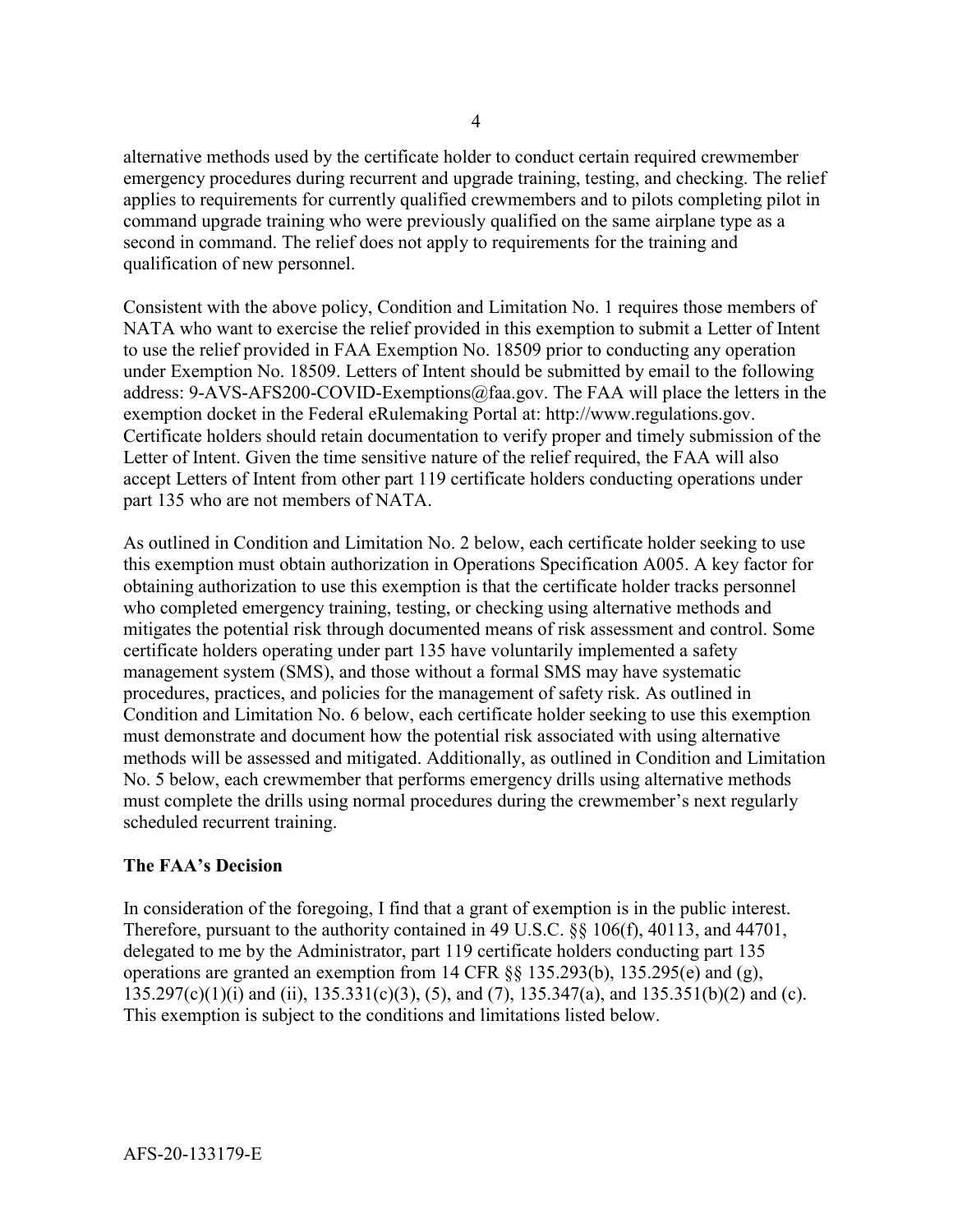alternative methods used by the certificate holder to conduct certain required crewmember emergency procedures during recurrent and upgrade training, testing, and checking. The relief applies to requirements for currently qualified crewmembers and to pilots completing pilot in command upgrade training who were previously qualified on the same airplane type as a second in command. The relief does not apply to requirements for the training and qualification of new personnel.

Consistent with the above policy, Condition and Limitation No. 1 requires those members of NATA who want to exercise the relief provided in this exemption to submit a Letter of Intent to use the relief provided in FAA Exemption No. 18509 prior to conducting any operation under Exemption No. 18509. Letters of Intent should be submitted by email to the following address: 9-AVS-AFS200-COVID-Exemptions@faa.gov. The FAA will place the letters in the exemption docket in the Federal eRulemaking Portal at: http://www.regulations.gov. Certificate holders should retain documentation to verify proper and timely submission of the Letter of Intent. Given the time sensitive nature of the relief required, the FAA will also accept Letters of Intent from other part 119 certificate holders conducting operations under part 135 who are not members of NATA.

As outlined in Condition and Limitation No. 2 below, each certificate holder seeking to use this exemption must obtain authorization in Operations Specification A005. A key factor for obtaining authorization to use this exemption is that the certificate holder tracks personnel who completed emergency training, testing, or checking using alternative methods and mitigates the potential risk through documented means of risk assessment and control. Some certificate holders operating under part 135 have voluntarily implemented a safety management system (SMS), and those without a formal SMS may have systematic procedures, practices, and policies for the management of safety risk. As outlined in Condition and Limitation No. 6 below, each certificate holder seeking to use this exemption must demonstrate and document how the potential risk associated with using alternative methods will be assessed and mitigated. Additionally, as outlined in Condition and Limitation No. 5 below, each crewmember that performs emergency drills using alternative methods must complete the drills using normal procedures during the crewmember's next regularly scheduled recurrent training.

**The FAA's Decision**

In consideration of the foregoing, I find that a grant of exemption is in the public interest. Therefore, pursuant to the authority contained in 49 U.S.C. §§ 106(f), 40113, and 44701, delegated to me by the Administrator, part 119 certificate holders conducting part 135 operations are granted an exemption from 14 CFR §§ 135.293(b), 135.295(e) and (g), 135.297(c)(1)(i) and (ii), 135.331(c)(3), (5), and (7), 135.347(a), and 135.351(b)(2) and (c). This exemption is subject to the conditions and limitations listed below.

AFS-20-133179-E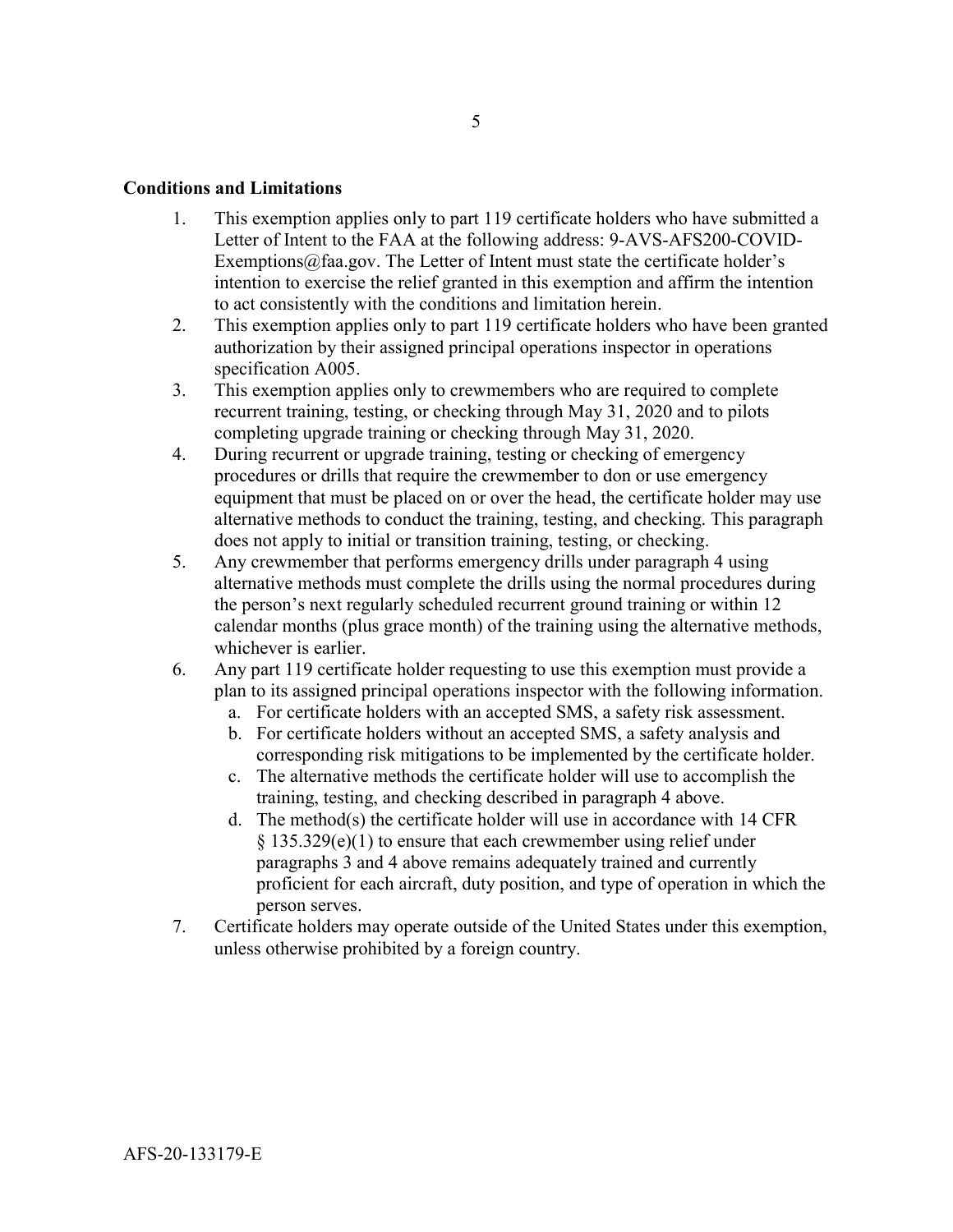**Conditions and Limitations**

1. This exemption applies only to part 119 certificate holders who have submitted a Letter of Intent to the FAA at the following address: 9-AVS-AFS200-COVID-Exemptions@faa.gov. The Letter of Intent must state the certificate holder's intention to exercise the relief granted in this exemption and affirm the intention to act consistently with the conditions and limitation herein.
2. This exemption applies only to part 119 certificate holders who have been granted authorization by their assigned principal operations inspector in operations specification A005.
3. This exemption applies only to crewmembers who are required to complete recurrent training, testing, or checking through May 31, 2020 and to pilots completing upgrade training or checking through May 31, 2020.
4. During recurrent or upgrade training, testing or checking of emergency procedures or drills that require the crewmember to don or use emergency equipment that must be placed on or over the head, the certificate holder may use alternative methods to conduct the training, testing, and checking. This paragraph does not apply to initial or transition training, testing, or checking.
5. Any crewmember that performs emergency drills under paragraph 4 using alternative methods must complete the drills using the normal procedures during the person's next regularly scheduled recurrent ground training or within 12 calendar months (plus grace month) of the training using the alternative methods, whichever is earlier.
6. Any part 119 certificate holder requesting to use this exemption must provide a plan to its assigned principal operations inspector with the following information.
   a. For certificate holders with an accepted SMS, a safety risk assessment.
   b. For certificate holders without an accepted SMS, a safety analysis and corresponding risk mitigations to be implemented by the certificate holder.
   c. The alternative methods the certificate holder will use to accomplish the training, testing, and checking described in paragraph 4 above.
   d. The method(s) the certificate holder will use in accordance with 14 CFR § 135.329(e)(1) to ensure that each crewmember using relief under paragraphs 3 and 4 above remains adequately trained and currently proficient for each aircraft, duty position, and type of operation in which the person serves.
7. Certificate holders may operate outside of the United States under this exemption, unless otherwise prohibited by a foreign country.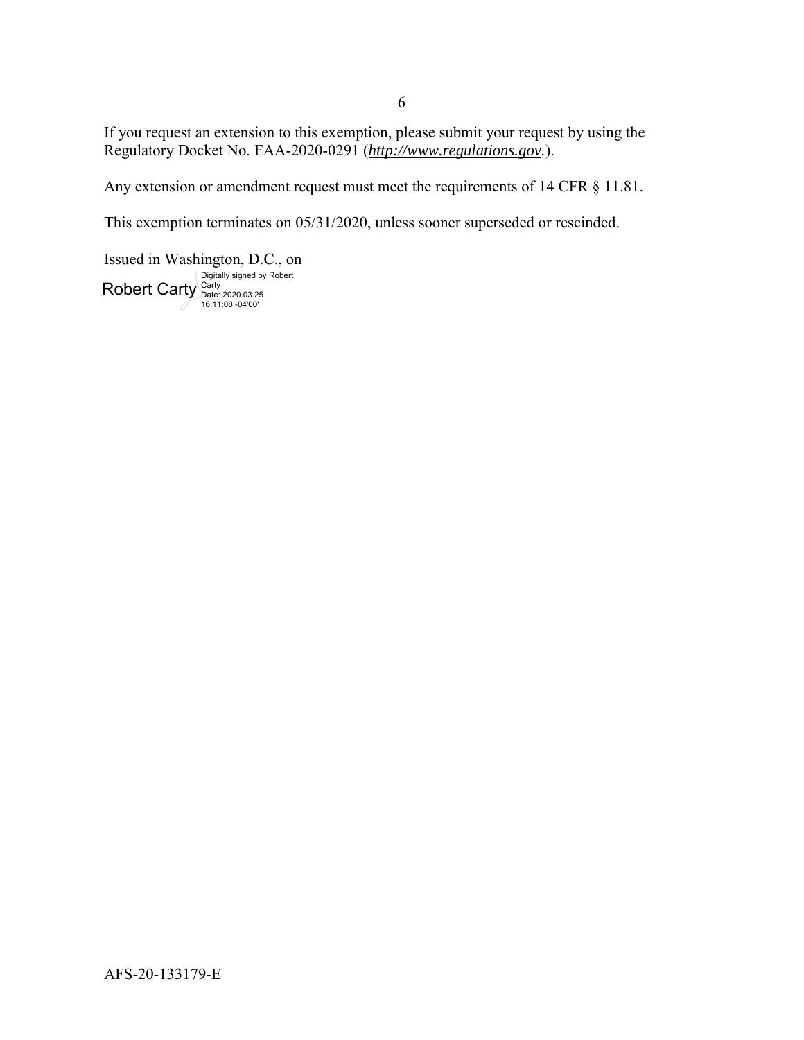If you request an extension to this exemption, please submit your request by using the Regulatory Docket No. FAA-2020-0291 (***http://www.regulations.gov***.).

Any extension or amendment request must meet the requirements of 14 CFR § 11.81.

This exemption terminates on 05/31/2020, unless sooner superseded or rescinded.

Issued in Washington, D.C., on

Robert Carty Digitally signed by Robert Carty Date: 2020.03.25 16:11:08 -04'00'

AFS-20-133179-E